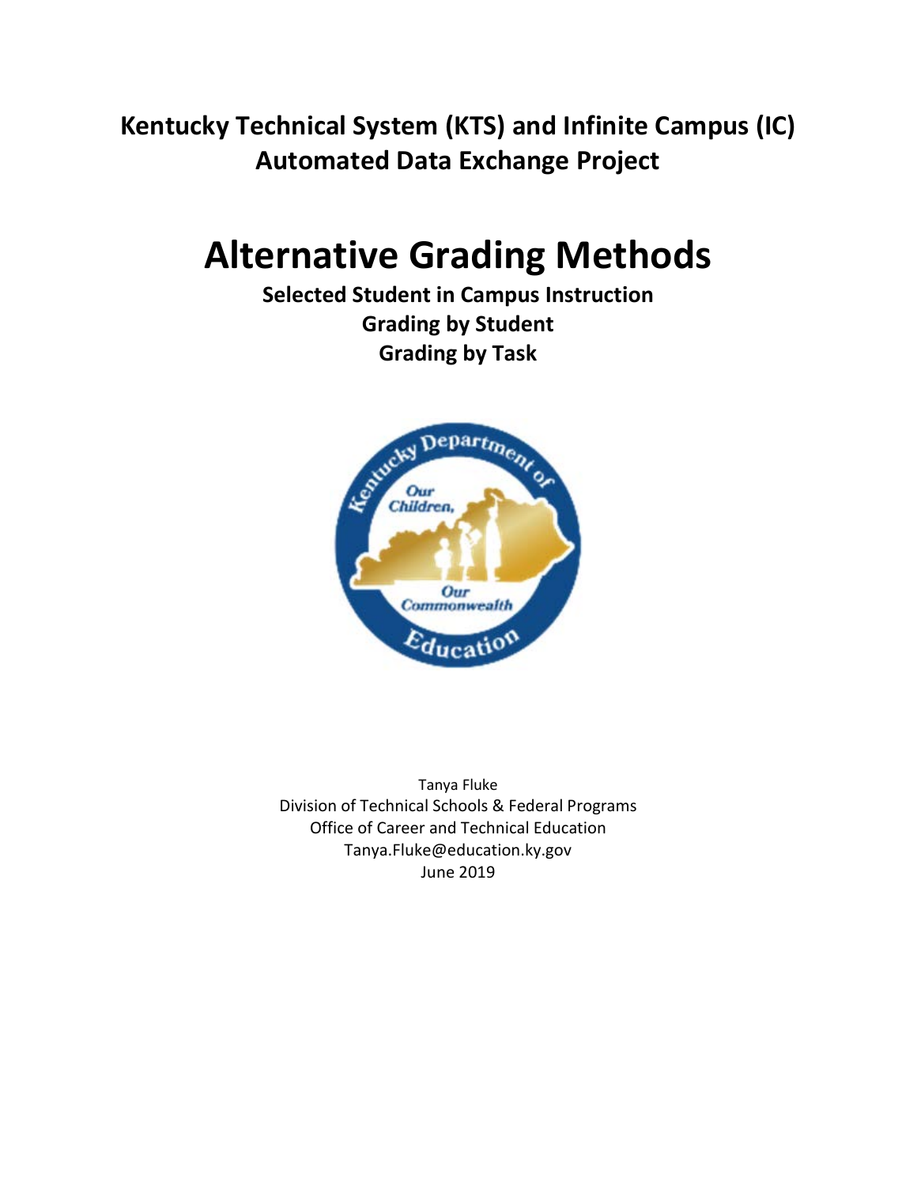## Kentucky Technical System (KTS) and Infinite Campus (IC) Automated Data Exchange Project

# Alternative Grading Methods

**Selected Student in Campus Instruction**
**Grading by Student**
**Grading by Task**

Tanya Fluke
Division of Technical Schools & Federal Programs
Office of Career and Technical Education
Tanya.Fluke@education.ky.gov
June 2019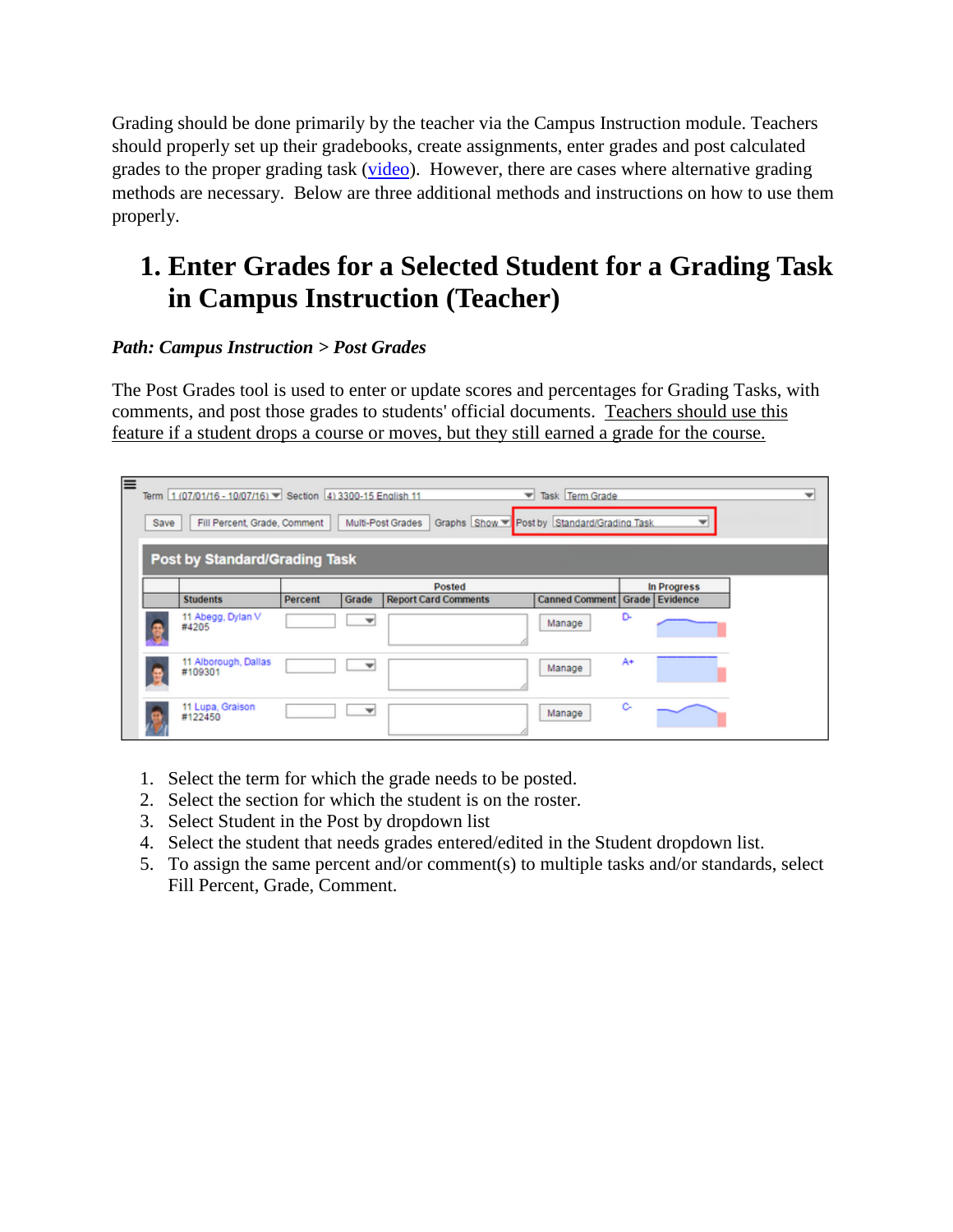Grading should be done primarily by the teacher via the Campus Instruction module. Teachers should properly set up their gradebooks, create assignments, enter grades and post calculated grades to the proper grading task (video). However, there are cases where alternative grading methods are necessary. Below are three additional methods and instructions on how to use them properly.

# 1. Enter Grades for a Selected Student for a Grading Task in Campus Instruction (Teacher)

***Path: Campus Instruction > Post Grades***

The Post Grades tool is used to enter or update scores and percentages for Grading Tasks, with comments, and post those grades to students' official documents. Teachers should use this feature if a student drops a course or moves, but they still earned a grade for the course.

1. Select the term for which the grade needs to be posted.
2. Select the section for which the student is on the roster.
3. Select Student in the Post by dropdown list
4. Select the student that needs grades entered/edited in the Student dropdown list.
5. To assign the same percent and/or comment(s) to multiple tasks and/or standards, select Fill Percent, Grade, Comment.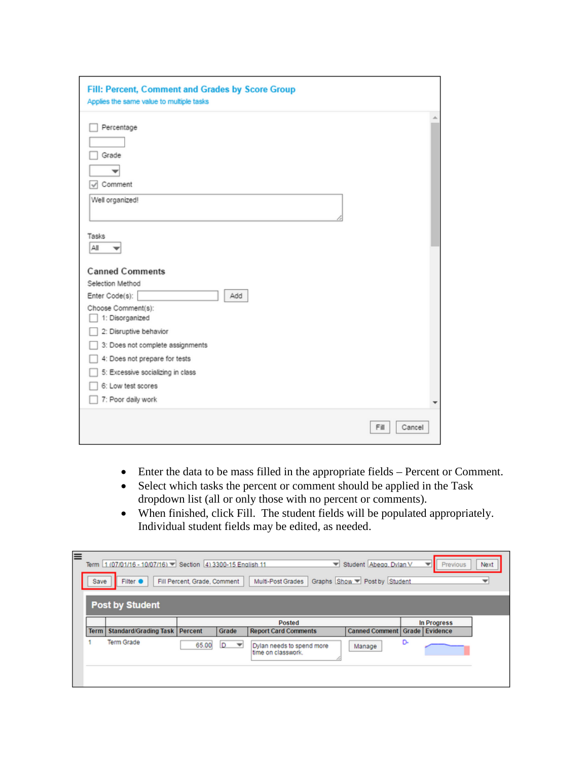**Fill: Percent, Comment and Grades by Score Group**

Applies the same value to multiple tasks

- [ ] Percentage
- [ ] Grade
- [x] Comment

Well organized!

Tasks: All

**Canned Comments**

Selection Method

Enter Code(s): [ ] Add

Choose Comment(s):

- [ ] 1: Disorganized
- [ ] 2: Disruptive behavior
- [ ] 3: Does not complete assignments
- [ ] 4: Does not prepare for tests
- [ ] 5: Excessive socializing in class
- [ ] 6: Low test scores
- [ ] 7: Poor daily work

Fill | Cancel

- Enter the data to be mass filled in the appropriate fields – Percent or Comment.
- Select which tasks the percent or comment should be applied in the Task dropdown list (all or only those with no percent or comments).
- When finished, click Fill. The student fields will be populated appropriately. Individual student fields may be edited, as needed.

Term 1 (07/01/16 - 10/07/16) Section 4) 3300-15 English 11 Student Abegg, Dylan V Previous Next

Save Filter Fill Percent, Grade, Comment Multi-Post Grades Graphs Show Post by Student

**Post by Student**

| | | Posted | | | | In Progress | |
|---|---|---|---|---|---|---|---|
| Term | Standard/Grading Task | Percent | Grade | Report Card Comments | Canned Comment | Grade | Evidence |
| 1 | Term Grade | 65.00 | D | Dylan needs to spend more time on classwork. | Manage | D- | |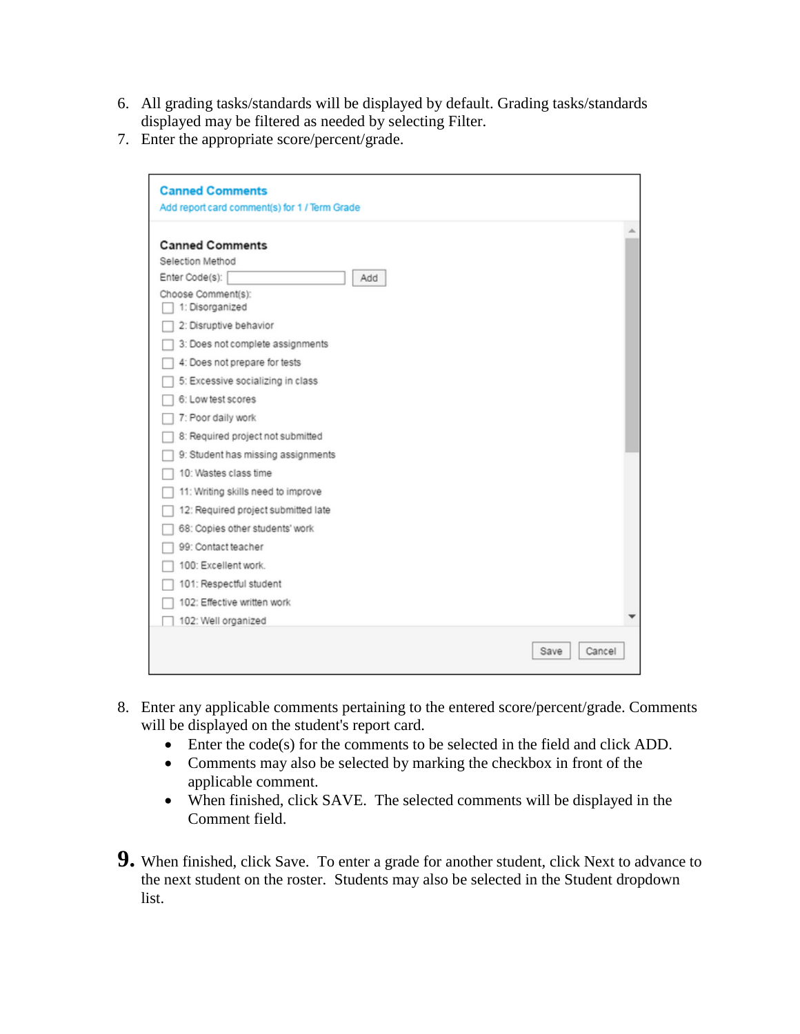6. All grading tasks/standards will be displayed by default. Grading tasks/standards displayed may be filtered as needed by selecting Filter.
7. Enter the appropriate score/percent/grade.

**Canned Comments**

Add report card comment(s) for 1 / Term Grade

**Canned Comments**

Selection Method

Enter Code(s): [ ] Add

Choose Comment(s):

- [ ] 1: Disorganized
- [ ] 2: Disruptive behavior
- [ ] 3: Does not complete assignments
- [ ] 4: Does not prepare for tests
- [ ] 5: Excessive socializing in class
- [ ] 6: Low test scores
- [ ] 7: Poor daily work
- [ ] 8: Required project not submitted
- [ ] 9: Student has missing assignments
- [ ] 10: Wastes class time
- [ ] 11: Writing skills need to improve
- [ ] 12: Required project submitted late
- [ ] 68: Copies other students' work
- [ ] 99: Contact teacher
- [ ] 100: Excellent work.
- [ ] 101: Respectful student
- [ ] 102: Effective written work
- [ ] 102: Well organized

Save Cancel

8. Enter any applicable comments pertaining to the entered score/percent/grade. Comments will be displayed on the student's report card.
   - Enter the code(s) for the comments to be selected in the field and click ADD.
   - Comments may also be selected by marking the checkbox in front of the applicable comment.
   - When finished, click SAVE. The selected comments will be displayed in the Comment field.

9. When finished, click Save. To enter a grade for another student, click Next to advance to the next student on the roster. Students may also be selected in the Student dropdown list.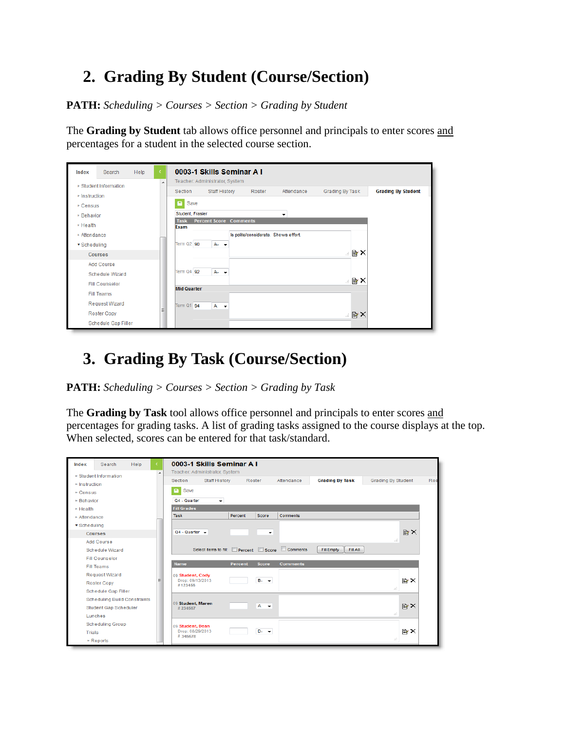## 2. Grading By Student (Course/Section)

**PATH:** *Scheduling > Courses > Section > Grading by Student*

The **Grading by Student** tab allows office personnel and principals to enter scores and percentages for a student in the selected course section.

## 3. Grading By Task (Course/Section)

**PATH:** *Scheduling > Courses > Section > Grading by Task*

The **Grading by Task** tool allows office personnel and principals to enter scores and percentages for grading tasks. A list of grading tasks assigned to the course displays at the top. When selected, scores can be entered for that task/standard.